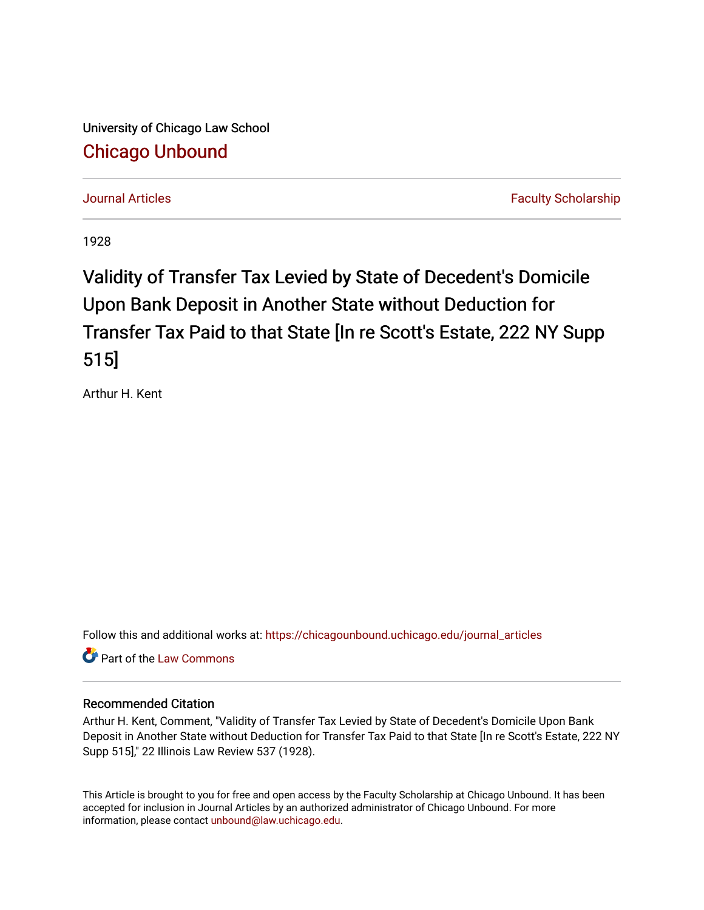University of Chicago Law School

[Chicago Unbound](https://chicagounbound.uchicago.edu/)

Journal Articles | Faculty Scholarship

1928

# Validity of Transfer Tax Levied by State of Decedent's Domicile Upon Bank Deposit in Another State without Deduction for Transfer Tax Paid to that State [In re Scott's Estate, 222 NY Supp 515]

Arthur H. Kent

Follow this and additional works at: https://chicagounbound.uchicago.edu/journal_articles

Part of the Law Commons

## Recommended Citation

Arthur H. Kent, Comment, "Validity of Transfer Tax Levied by State of Decedent's Domicile Upon Bank Deposit in Another State without Deduction for Transfer Tax Paid to that State [In re Scott's Estate, 222 NY Supp 515]," 22 Illinois Law Review 537 (1928).

This Article is brought to you for free and open access by the Faculty Scholarship at Chicago Unbound. It has been accepted for inclusion in Journal Articles by an authorized administrator of Chicago Unbound. For more information, please contact unbound@law.uchicago.edu.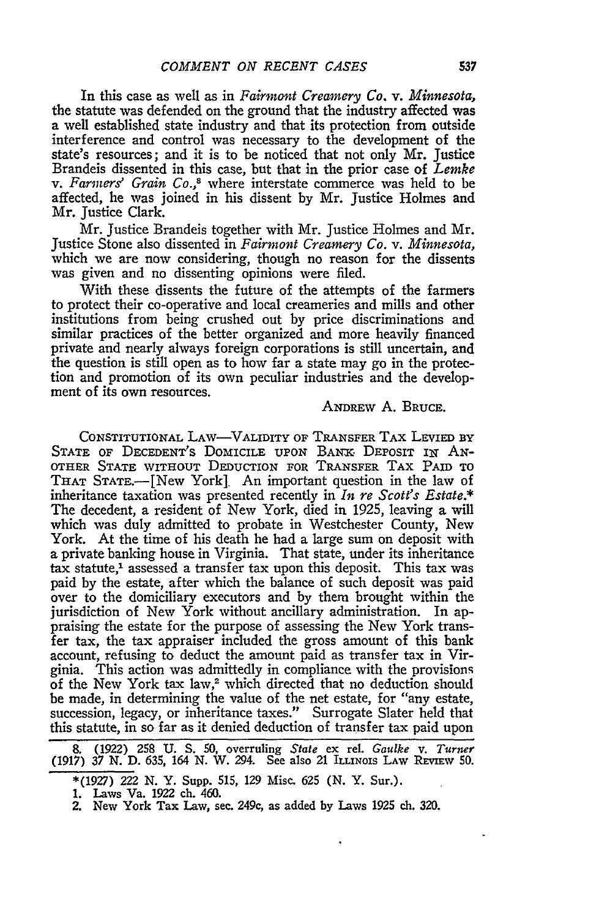In this case as well as in *Fairmont Creamery Co.* v. *Minnesota*, the statute was defended on the ground that the industry affected was a well established state industry and that its protection from outside interference and control was necessary to the development of the state's resources; and it is to be noticed that not only Mr. Justice Brandeis dissented in this case, but that in the prior case of *Lemke* v. *Farmers' Grain Co.*,[8] where interstate commerce was held to be affected, he was joined in his dissent by Mr. Justice Holmes and Mr. Justice Clark.

Mr. Justice Brandeis together with Mr. Justice Holmes and Mr. Justice Stone also dissented in *Fairmont Creamery Co.* v. *Minnesota*, which we are now considering, though no reason for the dissents was given and no dissenting opinions were filed.

With these dissents the future of the attempts of the farmers to protect their co-operative and local creameries and mills and other institutions from being crushed out by price discriminations and similar practices of the better organized and more heavily financed private and nearly always foreign corporations is still uncertain, and the question is still open as to how far a state may go in the protection and promotion of its own peculiar industries and the development of its own resources.

ANDREW A. BRUCE.

CONSTITUTIONAL LAW—VALIDITY OF TRANSFER TAX LEVIED BY STATE OF DECEDENT'S DOMICILE UPON BANK DEPOSIT IN ANOTHER STATE WITHOUT DEDUCTION FOR TRANSFER TAX PAID TO THAT STATE.—[New York]. An important question in the law of inheritance taxation was presented recently in *In re Scott's Estate*.* The decedent, a resident of New York, died in 1925, leaving a will which was duly admitted to probate in Westchester County, New York. At the time of his death he had a large sum on deposit with a private banking house in Virginia. That state, under its inheritance tax statute,[1] assessed a transfer tax upon this deposit. This tax was paid by the estate, after which the balance of such deposit was paid over to the domiciliary executors and by them brought within the jurisdiction of New York without ancillary administration. In appraising the estate for the purpose of assessing the New York transfer tax, the tax appraiser included the gross amount of this bank account, refusing to deduct the amount paid as transfer tax in Virginia. This action was admittedly in compliance with the provisions of the New York tax law,[2] which directed that no deduction should be made, in determining the value of the net estate, for "any estate, succession, legacy, or inheritance taxes." Surrogate Slater held that this statute, in so far as it denied deduction of transfer tax paid upon

8. (1922) 258 U. S. 50, overruling *State* ex rel. *Gaulke* v. *Turner* (1917) 37 N. D. 635, 164 N. W. 294. See also 21 ILLINOIS LAW REVIEW 50.

*(1927) 222 N. Y. Supp. 515, 129 Misc. 625 (N. Y. Sur.).

1. Laws Va. 1922 ch. 460.

2. New York Tax Law, sec. 249c, as added by Laws 1925 ch. 320.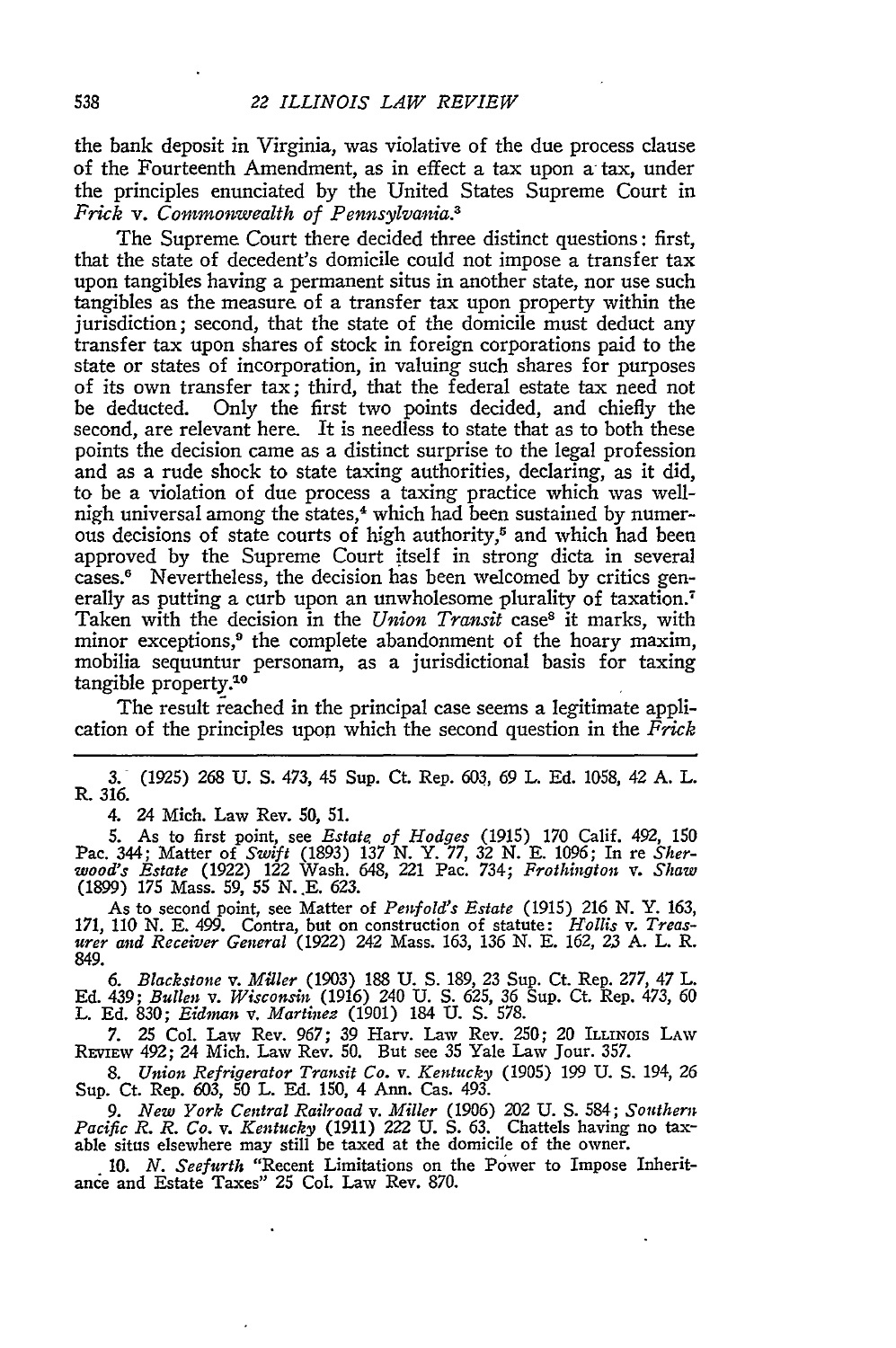the bank deposit in Virginia, was violative of the due process clause of the Fourteenth Amendment, as in effect a tax upon a tax, under the principles enunciated by the United States Supreme Court in *Frick* v. *Commonwealth of Pennsylvania*.[3]

The Supreme Court there decided three distinct questions: first, that the state of decedent's domicile could not impose a transfer tax upon tangibles having a permanent situs in another state, nor use such tangibles as the measure of a transfer tax upon property within the jurisdiction; second, that the state of the domicile must deduct any transfer tax upon shares of stock in foreign corporations paid to the state or states of incorporation, in valuing such shares for purposes of its own transfer tax; third, that the federal estate tax need not be deducted. Only the first two points decided, and chiefly the second, are relevant here. It is needless to state that as to both these points the decision came as a distinct surprise to the legal profession and as a rude shock to state taxing authorities, declaring, as it did, to be a violation of due process a taxing practice which was well-nigh universal among the states,[4] which had been sustained by numerous decisions of state courts of high authority,[5] and which had been approved by the Supreme Court itself in strong dicta in several cases.[6] Nevertheless, the decision has been welcomed by critics generally as putting a curb upon an unwholesome plurality of taxation.[7] Taken with the decision in the *Union Transit* case[8] it marks, with minor exceptions,[9] the complete abandonment of the hoary maxim, mobilia sequuntur personam, as a jurisdictional basis for taxing tangible property.[10]

The result reached in the principal case seems a legitimate application of the principles upon which the second question in the *Frick*

---

3. (1925) 268 U. S. 473, 45 Sup. Ct. Rep. 603, 69 L. Ed. 1058, 42 A. L. R. 316.

4. 24 Mich. Law Rev. 50, 51.

5. As to first point, see *Estate of Hodges* (1915) 170 Calif. 492, 150 Pac. 344; Matter of *Swift* (1893) 137 N. Y. 77, 32 N. E. 1096; In re *Sherwood's Estate* (1922) 122 Wash. 648, 221 Pac. 734; *Frothington* v. *Shaw* (1899) 175 Mass. 59, 55 N. E. 623.

As to second point, see Matter of *Penfold's Estate* (1915) 216 N. Y. 163, 171, 110 N. E. 499. Contra, but on construction of statute: *Hollis* v. *Treasurer and Receiver General* (1922) 242 Mass. 163, 136 N. E. 162, 23 A. L. R. 849.

6. *Blackstone* v. *Miller* (1903) 188 U. S. 189, 23 Sup. Ct. Rep. 277, 47 L. Ed. 439; *Bullen* v. *Wisconsin* (1916) 240 U. S. 625, 36 Sup. Ct. Rep. 473, 60 L. Ed. 830; *Eidman* v. *Martinez* (1901) 184 U. S. 578.

7. 25 Col. Law Rev. 967; 39 Harv. Law Rev. 250; 20 ILLINOIS LAW REVIEW 492; 24 Mich. Law Rev. 50. But see 35 Yale Law Jour. 357.

8. *Union Refrigerator Transit Co.* v. *Kentucky* (1905) 199 U. S. 194, 26 Sup. Ct. Rep. 603, 50 L. Ed. 150, 4 Ann. Cas. 493.

9. *New York Central Railroad* v. *Miller* (1906) 202 U. S. 584; *Southern Pacific R. R. Co.* v. *Kentucky* (1911) 222 U. S. 63. Chattels having no taxable situs elsewhere may still be taxed at the domicile of the owner.

10. *N. Seefurth* "Recent Limitations on the Power to Impose Inheritance and Estate Taxes" 25 Col. Law Rev. 870.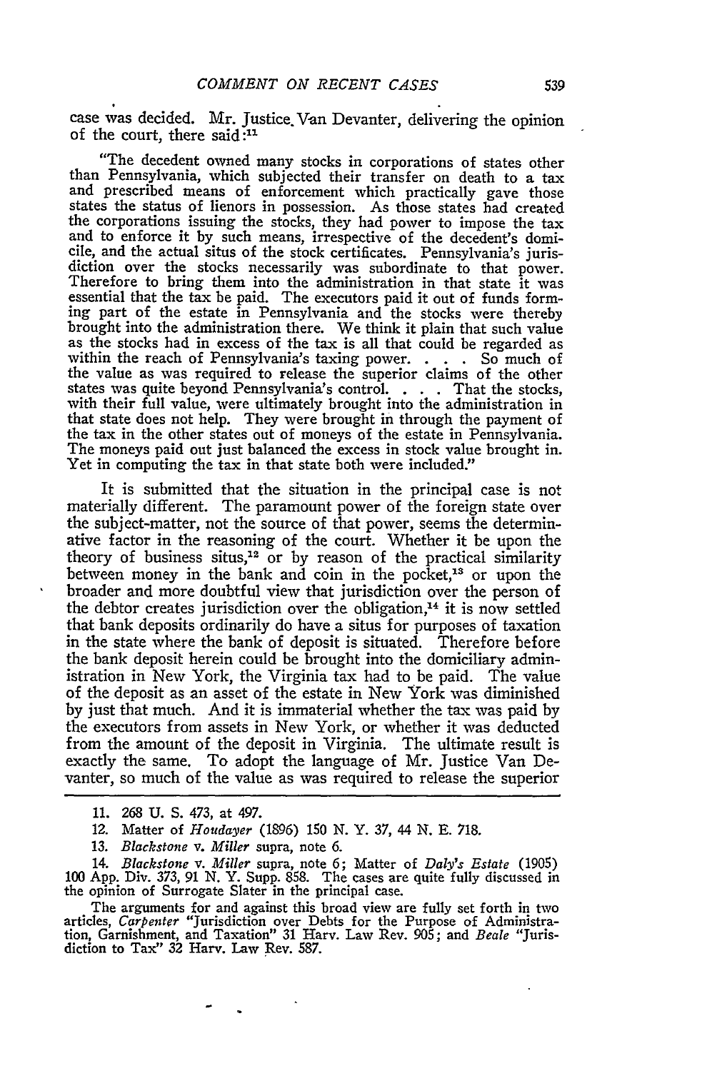case was decided. Mr. Justice Van Devanter, delivering the opinion of the court, there said:[11]

> "The decedent owned many stocks in corporations of states other than Pennsylvania, which subjected their transfer on death to a tax and prescribed means of enforcement which practically gave those states the status of lienors in possession. As those states had created the corporations issuing the stocks, they had power to impose the tax and to enforce it by such means, irrespective of the decedent's domicile, and the actual situs of the stock certificates. Pennsylvania's jurisdiction over the stocks necessarily was subordinate to that power. Therefore to bring them into the administration in that state it was essential that the tax be paid. The executors paid it out of funds forming part of the estate in Pennsylvania and the stocks were thereby brought into the administration there. We think it plain that such value as the stocks had in excess of the tax is all that could be regarded as within the reach of Pennsylvania's taxing power. . . . So much of the value as was required to release the superior claims of the other states was quite beyond Pennsylvania's control. . . . That the stocks, with their full value, were ultimately brought into the administration in that state does not help. They were brought in through the payment of the tax in the other states out of moneys of the estate in Pennsylvania. The moneys paid out just balanced the excess in stock value brought in. Yet in computing the tax in that state both were included."

It is submitted that the situation in the principal case is not materially different. The paramount power of the foreign state over the subject-matter, not the source of that power, seems the determinative factor in the reasoning of the court. Whether it be upon the theory of business situs,[12] or by reason of the practical similarity between money in the bank and coin in the pocket,[13] or upon the broader and more doubtful view that jurisdiction over the person of the debtor creates jurisdiction over the obligation,[14] it is now settled that bank deposits ordinarily do have a situs for purposes of taxation in the state where the bank of deposit is situated. Therefore before the bank deposit herein could be brought into the domiciliary administration in New York, the Virginia tax had to be paid. The value of the deposit as an asset of the estate in New York was diminished by just that much. And it is immaterial whether the tax was paid by the executors from assets in New York, or whether it was deducted from the amount of the deposit in Virginia. The ultimate result is exactly the same. To adopt the language of Mr. Justice Van Devanter, so much of the value as was required to release the superior

---

11. 268 U. S. 473, at 497.

12. Matter of *Houdayer* (1896) 150 N. Y. 37, 44 N. E. 718.

13. *Blackstone* v. *Miller* supra, note 6.

14. *Blackstone* v. *Miller* supra, note 6; Matter of *Daly's Estate* (1905) 100 App. Div. 373, 91 N. Y. Supp. 858. The cases are quite fully discussed in the opinion of Surrogate Slater in the principal case.

The arguments for and against this broad view are fully set forth in two articles, *Carpenter* "Jurisdiction over Debts for the Purpose of Administration, Garnishment, and Taxation" 31 Harv. Law Rev. 905; and *Beale* "Jurisdiction to Tax" 32 Harv. Law Rev. 587.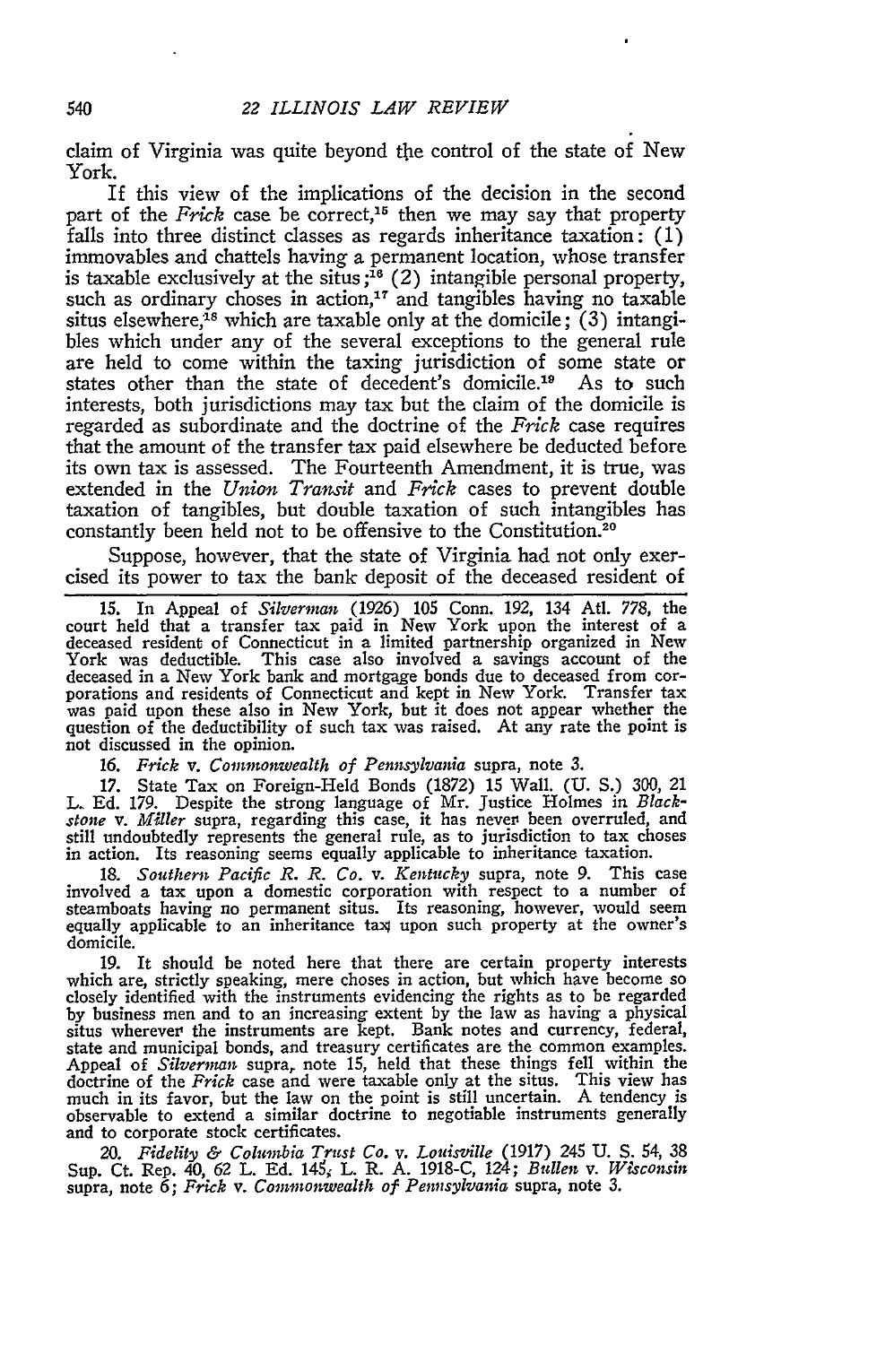claim of Virginia was quite beyond the control of the state of New York.

If this view of the implications of the decision in the second part of the *Frick* case be correct,[15] then we may say that property falls into three distinct classes as regards inheritance taxation: (1) immovables and chattels having a permanent location, whose transfer is taxable exclusively at the situs;[16] (2) intangible personal property, such as ordinary choses in action,[17] and tangibles having no taxable situs elsewhere,[18] which are taxable only at the domicile; (3) intangibles which under any of the several exceptions to the general rule are held to come within the taxing jurisdiction of some state or states other than the state of decedent's domicile.[19] As to such interests, both jurisdictions may tax but the claim of the domicile is regarded as subordinate and the doctrine of the *Frick* case requires that the amount of the transfer tax paid elsewhere be deducted before its own tax is assessed. The Fourteenth Amendment, it is true, was extended in the *Union Transit* and *Frick* cases to prevent double taxation of tangibles, but double taxation of such intangibles has constantly been held not to be offensive to the Constitution.[20]

Suppose, however, that the state of Virginia had not only exercised its power to tax the bank deposit of the deceased resident of

---

15. In Appeal of *Silverman* (1926) 105 Conn. 192, 134 Atl. 778, the court held that a transfer tax paid in New York upon the interest of a deceased resident of Connecticut in a limited partnership organized in New York was deductible. This case also involved a savings account of the deceased in a New York bank and mortgage bonds due to deceased from corporations and residents of Connecticut and kept in New York. Transfer tax was paid upon these also in New York, but it does not appear whether the question of the deductibility of such tax was raised. At any rate the point is not discussed in the opinion.

16. *Frick* v. *Commonwealth of Pennsylvania* supra, note 3.

17. State Tax on Foreign-Held Bonds (1872) 15 Wall. (U. S.) 300, 21 L. Ed. 179. Despite the strong language of Mr. Justice Holmes in *Blackstone* v. *Miller* supra, regarding this case, it has never been overruled, and still undoubtedly represents the general rule, as to jurisdiction to tax choses in action. Its reasoning seems equally applicable to inheritance taxation.

18. *Southern Pacific R. R. Co.* v. *Kentucky* supra, note 9. This case involved a tax upon a domestic corporation with respect to a number of steamboats having no permanent situs. Its reasoning, however, would seem equally applicable to an inheritance tax upon such property at the owner's domicile.

19. It should be noted here that there are certain property interests which are, strictly speaking, mere choses in action, but which have become so closely identified with the instruments evidencing the rights as to be regarded by business men and to an increasing extent by the law as having a physical situs wherever the instruments are kept. Bank notes and currency, federal, state and municipal bonds, and treasury certificates are the common examples. Appeal of *Silverman* supra, note 15, held that these things fell within the doctrine of the *Frick* case and were taxable only at the situs. This view has much in its favor, but the law on the point is still uncertain. A tendency is observable to extend a similar doctrine to negotiable instruments generally and to corporate stock certificates.

20. *Fidelity & Columbia Trust Co.* v. *Louisville* (1917) 245 U. S. 54, 38 Sup. Ct. Rep. 40, 62 L. Ed. 145, L. R. A. 1918-C, 124; *Bullen* v. *Wisconsin* supra, note 6; *Frick* v. *Commonwealth of Pennsylvania* supra, note 3.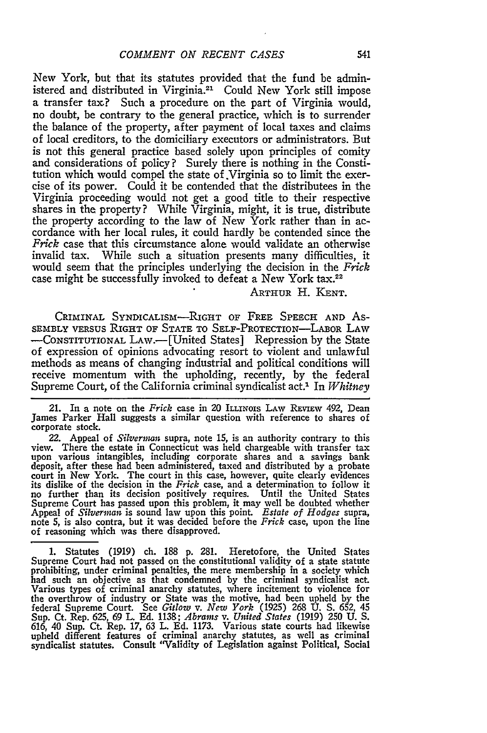New York, but that its statutes provided that the fund be administered and distributed in Virginia.[21] Could New York still impose a transfer tax? Such a procedure on the part of Virginia would, no doubt, be contrary to the general practice, which is to surrender the balance of the property, after payment of local taxes and claims of local creditors, to the domiciliary executors or administrators. But is not this general practice based solely upon principles of comity and considerations of policy? Surely there is nothing in the Constitution which would compel the state of Virginia so to limit the exercise of its power. Could it be contended that the distributees in the Virginia proceeding would not get a good title to their respective shares in the property? While Virginia, might, it is true, distribute the property according to the law of New York rather than in accordance with her local rules, it could hardly be contended since the *Frick* case that this circumstance alone would validate an otherwise invalid tax. While such a situation presents many difficulties, it would seem that the principles underlying the decision in the *Frick* case might be successfully invoked to defeat a New York tax.[22]

ARTHUR H. KENT.

CRIMINAL SYNDICALISM—RIGHT OF FREE SPEECH AND ASSEMBLY VERSUS RIGHT OF STATE TO SELF-PROTECTION—LABOR LAW—CONSTITUTIONAL LAW.—[United States] Repression by the State of expression of opinions advocating resort to violent and unlawful methods as means of changing industrial and political conditions will receive momentum with the upholding, recently, by the federal Supreme Court, of the California criminal syndicalist act.[1] In *Whitney*

---

21. In a note on the *Frick* case in 20 ILLINOIS LAW REVIEW 492, Dean James Parker Hall suggests a similar question with reference to shares of corporate stock.

22. Appeal of *Silverman* supra, note 15, is an authority contrary to this view. There the estate in Connecticut was held chargeable with transfer tax upon various intangibles, including corporate shares and a savings bank deposit, after these had been administered, taxed and distributed by a probate court in New York. The court in this case, however, quite clearly evidences its dislike of the decision in the *Frick* case, and a determination to follow it no further than its decision positively requires. Until the United States Supreme Court has passed upon this problem, it may well be doubted whether Appeal of *Silverman* is sound law upon this point. *Estate of Hodges* supra, note 5, is also contra, but it was decided before the *Frick* case, upon the line of reasoning which was there disapproved.

1. Statutes (1919) ch. 188 p. 281. Heretofore, the United States Supreme Court had not passed on the constitutional validity of a state statute prohibiting, under criminal penalties, the mere membership in a society which had such an objective as that condemned by the criminal syndicalist act. Various types of criminal anarchy statutes, where incitement to violence for the overthrow of industry or State was the motive, had been upheld by the federal Supreme Court. See *Gitlow* v. *New York* (1925) 268 U. S. 652, 45 Sup. Ct. Rep. 625, 69 L. Ed. 1138; *Abrams* v. *United States* (1919) 250 U. S. 616, 40 Sup. Ct. Rep. 17, 63 L. Ed. 1173. Various state courts had likewise upheld different features of criminal anarchy statutes, as well as criminal syndicalist statutes. Consult "Validity of Legislation against Political, Social